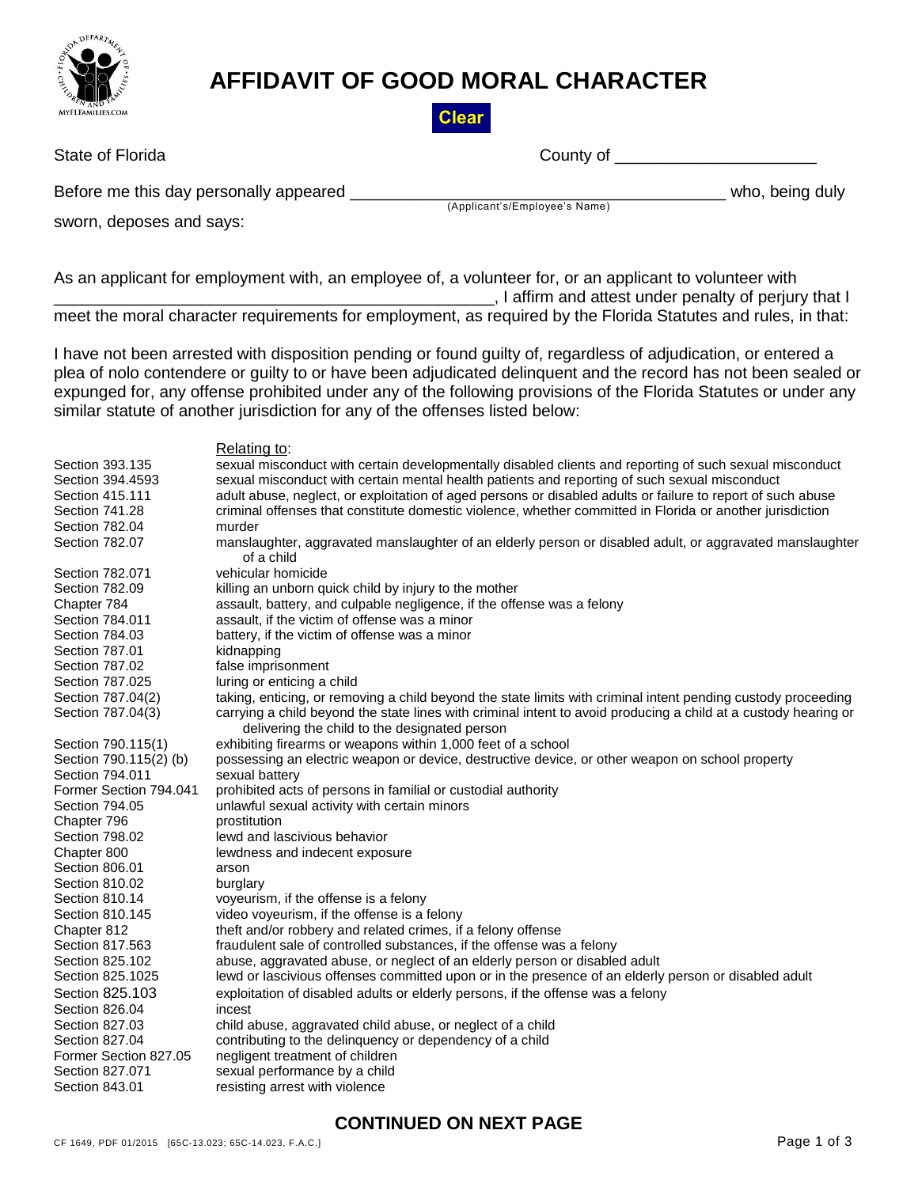# AFFIDAVIT OF GOOD MORAL CHARACTER

State of Florida County of ______________________

Before me this day personally appeared ________________________________________ who, being duly
(Applicant's/Employee's Name)

sworn, deposes and says:

As an applicant for employment with, an employee of, a volunteer for, or an applicant to volunteer with __________________________________________________, I affirm and attest under penalty of perjury that I meet the moral character requirements for employment, as required by the Florida Statutes and rules, in that:

I have not been arrested with disposition pending or found guilty of, regardless of adjudication, or entered a plea of nolo contendere or guilty to or have been adjudicated delinquent and the record has not been sealed or expunged for, any offense prohibited under any of the following provisions of the Florida Statutes or under any similar statute of another jurisdiction for any of the offenses listed below:

| | Relating to: |
|---|---|
| Section 393.135 | sexual misconduct with certain developmentally disabled clients and reporting of such sexual misconduct |
| Section 394.4593 | sexual misconduct with certain mental health patients and reporting of such sexual misconduct |
| Section 415.111 | adult abuse, neglect, or exploitation of aged persons or disabled adults or failure to report of such abuse |
| Section 741.28 | criminal offenses that constitute domestic violence, whether committed in Florida or another jurisdiction |
| Section 782.04 | murder |
| Section 782.07 | manslaughter, aggravated manslaughter of an elderly person or disabled adult, or aggravated manslaughter of a child |
| Section 782.071 | vehicular homicide |
| Section 782.09 | killing an unborn quick child by injury to the mother |
| Chapter 784 | assault, battery, and culpable negligence, if the offense was a felony |
| Section 784.011 | assault, if the victim of offense was a minor |
| Section 784.03 | battery, if the victim of offense was a minor |
| Section 787.01 | kidnapping |
| Section 787.02 | false imprisonment |
| Section 787.025 | luring or enticing a child |
| Section 787.04(2) | taking, enticing, or removing a child beyond the state limits with criminal intent pending custody proceeding |
| Section 787.04(3) | carrying a child beyond the state lines with criminal intent to avoid producing a child at a custody hearing or delivering the child to the designated person |
| Section 790.115(1) | exhibiting firearms or weapons within 1,000 feet of a school |
| Section 790.115(2) (b) | possessing an electric weapon or device, destructive device, or other weapon on school property |
| Section 794.011 | sexual battery |
| Former Section 794.041 | prohibited acts of persons in familial or custodial authority |
| Section 794.05 | unlawful sexual activity with certain minors |
| Chapter 796 | prostitution |
| Section 798.02 | lewd and lascivious behavior |
| Chapter 800 | lewdness and indecent exposure |
| Section 806.01 | arson |
| Section 810.02 | burglary |
| Section 810.14 | voyeurism, if the offense is a felony |
| Section 810.145 | video voyeurism, if the offense is a felony |
| Chapter 812 | theft and/or robbery and related crimes, if a felony offense |
| Section 817.563 | fraudulent sale of controlled substances, if the offense was a felony |
| Section 825.102 | abuse, aggravated abuse, or neglect of an elderly person or disabled adult |
| Section 825.1025 | lewd or lascivious offenses committed upon or in the presence of an elderly person or disabled adult |
| Section 825.103 | exploitation of disabled adults or elderly persons, if the offense was a felony |
| Section 826.04 | incest |
| Section 827.03 | child abuse, aggravated child abuse, or neglect of a child |
| Section 827.04 | contributing to the delinquency or dependency of a child |
| Former Section 827.05 | negligent treatment of children |
| Section 827.071 | sexual performance by a child |
| Section 843.01 | resisting arrest with violence |

**CONTINUED ON NEXT PAGE**

CF 1649, PDF 01/2015 [65C-13.023; 65C-14.023, F.A.C.]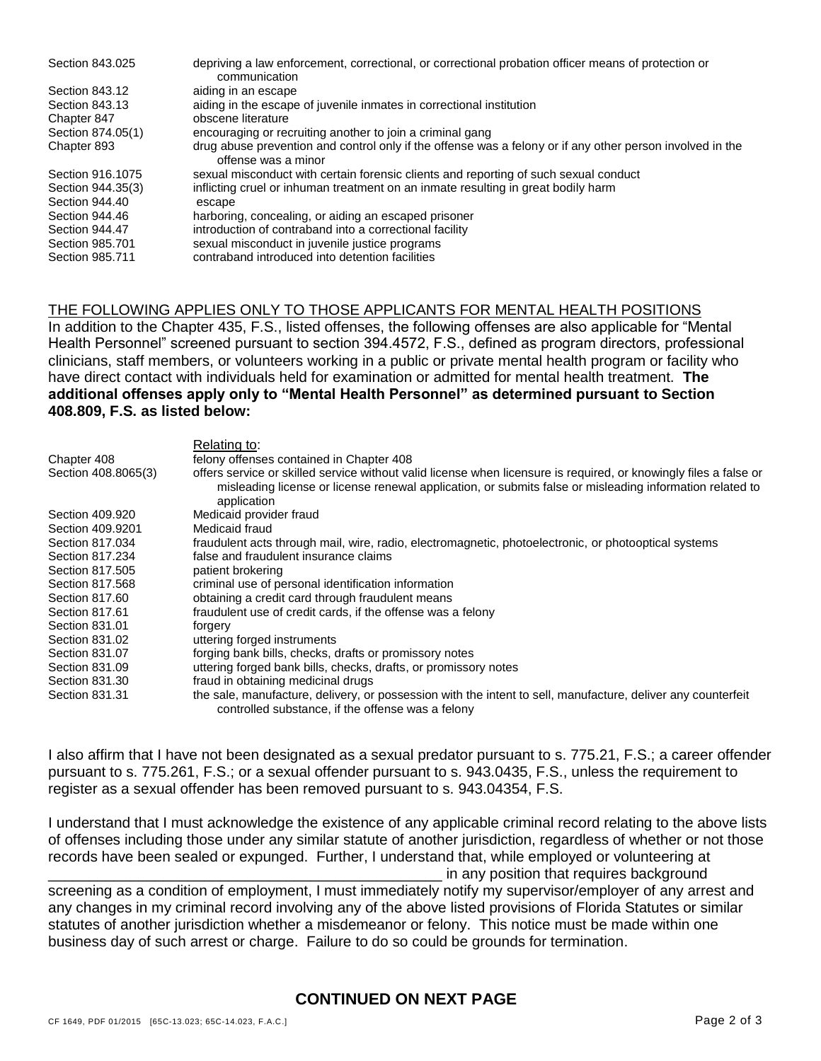| | |
|---|---|
| Section 843.025 | depriving a law enforcement, correctional, or correctional probation officer means of protection or communication |
| Section 843.12 | aiding in an escape |
| Section 843.13 | aiding in the escape of juvenile inmates in correctional institution |
| Chapter 847 | obscene literature |
| Section 874.05(1) | encouraging or recruiting another to join a criminal gang |
| Chapter 893 | drug abuse prevention and control only if the offense was a felony or if any other person involved in the offense was a minor |
| Section 916.1075 | sexual misconduct with certain forensic clients and reporting of such sexual conduct |
| Section 944.35(3) | inflicting cruel or inhuman treatment on an inmate resulting in great bodily harm |
| Section 944.40 | escape |
| Section 944.46 | harboring, concealing, or aiding an escaped prisoner |
| Section 944.47 | introduction of contraband into a correctional facility |
| Section 985.701 | sexual misconduct in juvenile justice programs |
| Section 985.711 | contraband introduced into detention facilities |

THE FOLLOWING APPLIES ONLY TO THOSE APPLICANTS FOR MENTAL HEALTH POSITIONS

In addition to the Chapter 435, F.S., listed offenses, the following offenses are also applicable for "Mental Health Personnel" screened pursuant to section 394.4572, F.S., defined as program directors, professional clinicians, staff members, or volunteers working in a public or private mental health program or facility who have direct contact with individuals held for examination or admitted for mental health treatment. **The additional offenses apply only to "Mental Health Personnel" as determined pursuant to Section 408.809, F.S. as listed below:**

| | Relating to: |
|---|---|
| Chapter 408 | felony offenses contained in Chapter 408 |
| Section 408.8065(3) | offers service or skilled service without valid license when licensure is required, or knowingly files a false or misleading license or license renewal application, or submits false or misleading information related to application |
| Section 409.920 | Medicaid provider fraud |
| Section 409.9201 | Medicaid fraud |
| Section 817.034 | fraudulent acts through mail, wire, radio, electromagnetic, photoelectronic, or photooptical systems |
| Section 817.234 | false and fraudulent insurance claims |
| Section 817.505 | patient brokering |
| Section 817.568 | criminal use of personal identification information |
| Section 817.60 | obtaining a credit card through fraudulent means |
| Section 817.61 | fraudulent use of credit cards, if the offense was a felony |
| Section 831.01 | forgery |
| Section 831.02 | uttering forged instruments |
| Section 831.07 | forging bank bills, checks, drafts or promissory notes |
| Section 831.09 | uttering forged bank bills, checks, drafts, or promissory notes |
| Section 831.30 | fraud in obtaining medicinal drugs |
| Section 831.31 | the sale, manufacture, delivery, or possession with the intent to sell, manufacture, deliver any counterfeit controlled substance, if the offense was a felony |

I also affirm that I have not been designated as a sexual predator pursuant to s. 775.21, F.S.; a career offender pursuant to s. 775.261, F.S.; or a sexual offender pursuant to s. 943.0435, F.S., unless the requirement to register as a sexual offender has been removed pursuant to s. 943.04354, F.S.

I understand that I must acknowledge the existence of any applicable criminal record relating to the above lists of offenses including those under any similar statute of another jurisdiction, regardless of whether or not those records have been sealed or expunged. Further, I understand that, while employed or volunteering at \_\_\_\_\_\_\_\_\_\_\_\_\_\_\_\_\_\_\_\_\_\_\_\_\_\_\_\_\_\_\_\_\_\_\_\_\_\_\_\_\_\_\_\_\_\_ in any position that requires background screening as a condition of employment, I must immediately notify my supervisor/employer of any arrest and any changes in my criminal record involving any of the above listed provisions of Florida Statutes or similar statutes of another jurisdiction whether a misdemeanor or felony. This notice must be made within one business day of such arrest or charge. Failure to do so could be grounds for termination.

**CONTINUED ON NEXT PAGE**

CF 1649, PDF 01/2015 [65C-13.023; 65C-14.023, F.A.C.]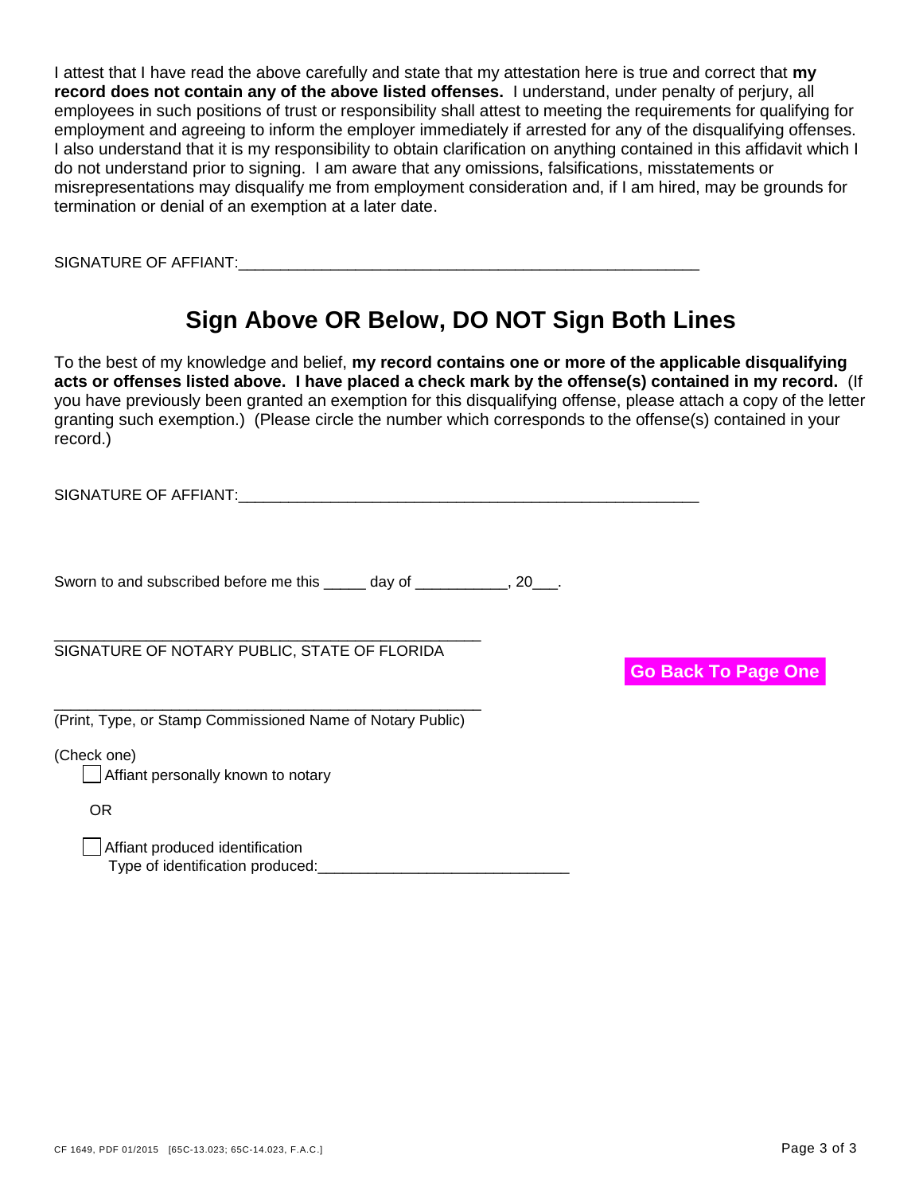I attest that I have read the above carefully and state that my attestation here is true and correct that **my record does not contain any of the above listed offenses.** I understand, under penalty of perjury, all employees in such positions of trust or responsibility shall attest to meeting the requirements for qualifying for employment and agreeing to inform the employer immediately if arrested for any of the disqualifying offenses. I also understand that it is my responsibility to obtain clarification on anything contained in this affidavit which I do not understand prior to signing. I am aware that any omissions, falsifications, misstatements or misrepresentations may disqualify me from employment consideration and, if I am hired, may be grounds for termination or denial of an exemption at a later date.

SIGNATURE OF AFFIANT:_______________________________________________________

## Sign Above OR Below, DO NOT Sign Both Lines

To the best of my knowledge and belief, **my record contains one or more of the applicable disqualifying acts or offenses listed above. I have placed a check mark by the offense(s) contained in my record.** (If you have previously been granted an exemption for this disqualifying offense, please attach a copy of the letter granting such exemption.) (Please circle the number which corresponds to the offense(s) contained in your record.)

SIGNATURE OF AFFIANT:_______________________________________________________

Sworn to and subscribed before me this _____ day of ___________, 20___.

___________________________________________________
SIGNATURE OF NOTARY PUBLIC, STATE OF FLORIDA

**Go Back To Page One**

___________________________________________________
(Print, Type, or Stamp Commissioned Name of Notary Public)

(Check one)

☐ Affiant personally known to notary

OR

☐ Affiant produced identification
Type of identification produced:_____________________________

CF 1649, PDF 01/2015 [65C-13.023; 65C-14.023, F.A.C.]